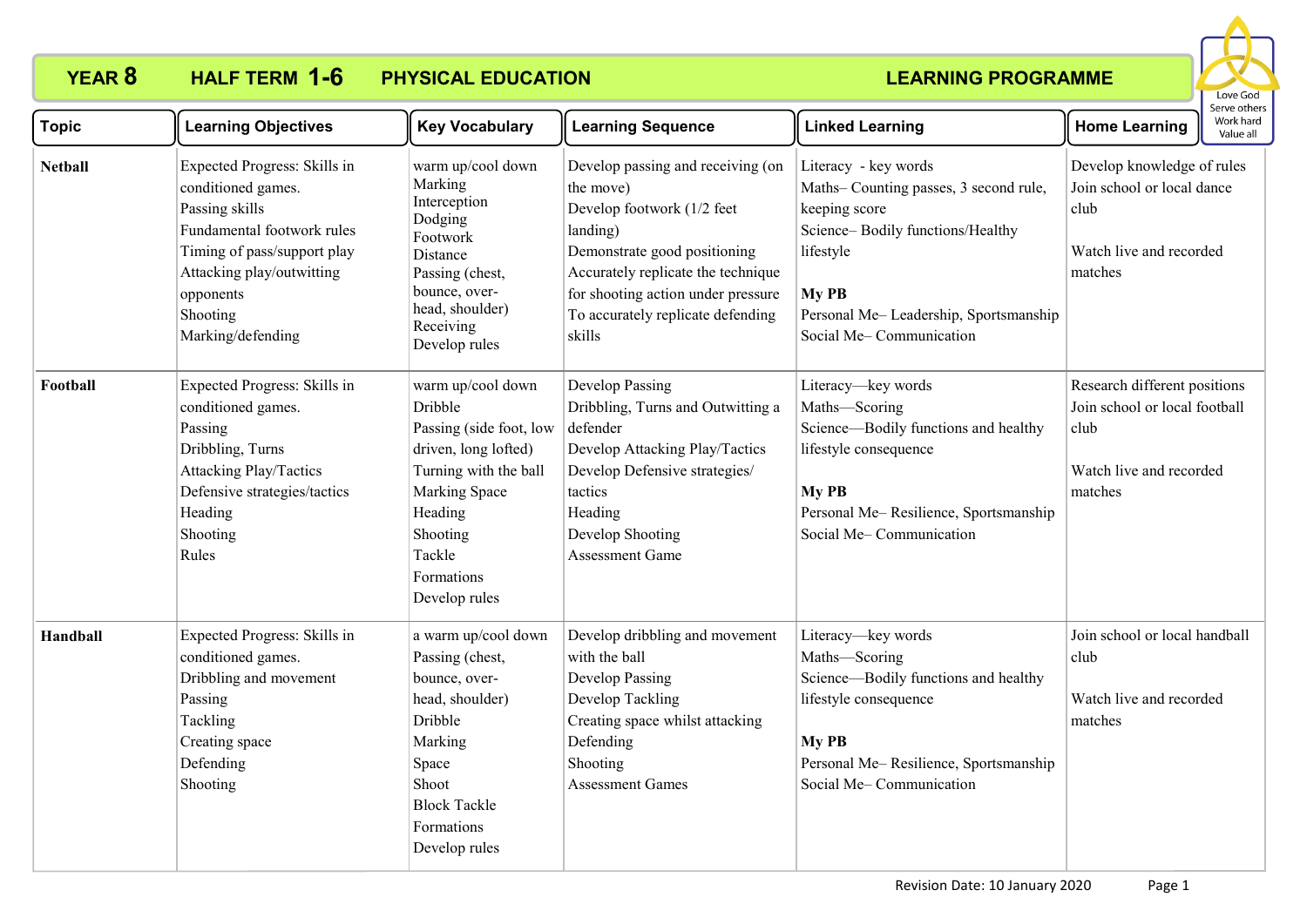# YEAR 8 HALF TERM 1-6 PHYSICAL EDUCATION LEARNING PROGRAMME

Love God
Serve others
Work hard
Value all

| Topic | Learning Objectives | Key Vocabulary | Learning Sequence | Linked Learning | Home Learning |
|---|---|---|---|---|---|
| **Netball** | Expected Progress: Skills in conditioned games.<br>Passing skills<br>Fundamental footwork rules<br>Timing of pass/support play<br>Attacking play/outwitting opponents<br>Shooting<br>Marking/defending | warm up/cool down<br>Marking<br>Interception<br>Dodging<br>Footwork<br>Distance<br>Passing (chest, bounce, over-head, shoulder)<br>Receiving<br>Develop rules | Develop passing and receiving (on the move)<br>Develop footwork (1/2 feet landing)<br>Demonstrate good positioning<br>Accurately replicate the technique for shooting action under pressure<br>To accurately replicate defending skills | Literacy - key words<br>Maths– Counting passes, 3 second rule, keeping score<br>Science– Bodily functions/Healthy lifestyle<br><br>**My PB**<br>Personal Me– Leadership, Sportsmanship<br>Social Me– Communication | Develop knowledge of rules<br>Join school or local dance club<br><br>Watch live and recorded matches |
| **Football** | Expected Progress: Skills in conditioned games.<br>Passing<br>Dribbling, Turns<br>Attacking Play/Tactics<br>Defensive strategies/tactics<br>Heading<br>Shooting<br>Rules | warm up/cool down<br>Dribble<br>Passing (side foot, low driven, long lofted)<br>Turning with the ball<br>Marking Space<br>Heading<br>Shooting<br>Tackle<br>Formations<br>Develop rules | Develop Passing<br>Dribbling, Turns and Outwitting a defender<br>Develop Attacking Play/Tactics<br>Develop Defensive strategies/ tactics<br>Heading<br>Develop Shooting<br>Assessment Game | Literacy—key words<br>Maths—Scoring<br>Science—Bodily functions and healthy lifestyle consequence<br><br>**My PB**<br>Personal Me– Resilience, Sportsmanship<br>Social Me– Communication | Research different positions<br>Join school or local football club<br><br>Watch live and recorded matches |
| **Handball** | Expected Progress: Skills in conditioned games.<br>Dribbling and movement<br>Passing<br>Tackling<br>Creating space<br>Defending<br>Shooting | a warm up/cool down<br>Passing (chest, bounce, over-head, shoulder)<br>Dribble<br>Marking<br>Space<br>Shoot<br>Block Tackle<br>Formations<br>Develop rules | Develop dribbling and movement with the ball<br>Develop Passing<br>Develop Tackling<br>Creating space whilst attacking<br>Defending<br>Shooting<br>Assessment Games | Literacy—key words<br>Maths—Scoring<br>Science—Bodily functions and healthy lifestyle consequence<br><br>**My PB**<br>Personal Me– Resilience, Sportsmanship<br>Social Me– Communication | Join school or local handball club<br><br>Watch live and recorded matches |

Revision Date: 10 January 2020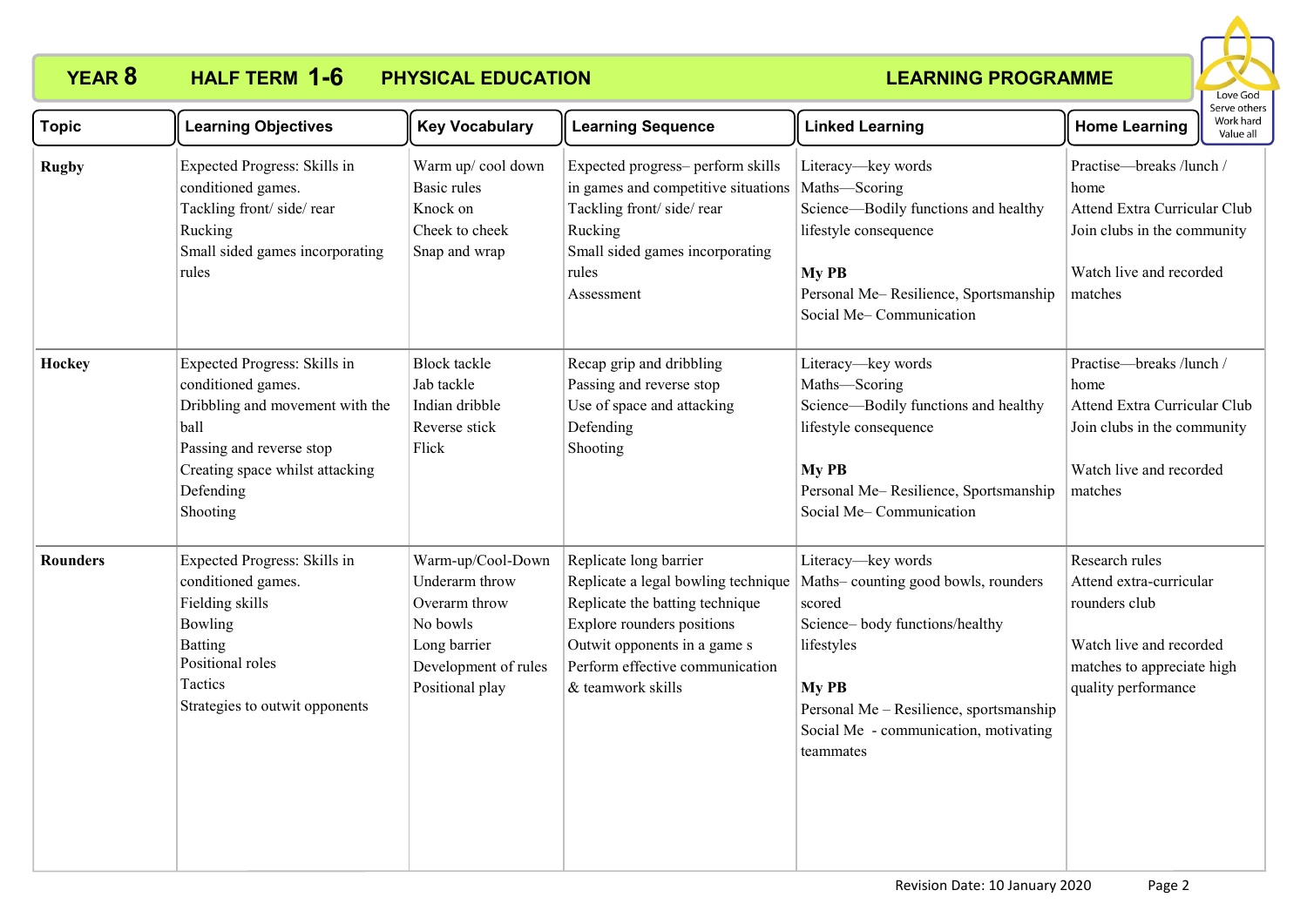# YEAR 8 HALF TERM 1-6 PHYSICAL EDUCATION LEARNING PROGRAMME

Love God
Serve others
Work hard
Value all

| Topic | Learning Objectives | Key Vocabulary | Learning Sequence | Linked Learning | Home Learning |
|---|---|---|---|---|---|
| **Rugby** | Expected Progress: Skills in conditioned games.<br>Tackling front/ side/ rear<br>Rucking<br>Small sided games incorporating rules | Warm up/ cool down<br>Basic rules<br>Knock on<br>Cheek to cheek<br>Snap and wrap | Expected progress– perform skills in games and competitive situations<br>Tackling front/ side/ rear<br>Rucking<br>Small sided games incorporating rules<br>Assessment | Literacy—key words<br>Maths—Scoring<br>Science—Bodily functions and healthy lifestyle consequence<br><br>**My PB**<br>Personal Me– Resilience, Sportsmanship<br>Social Me– Communication | Practise—breaks /lunch / home<br>Attend Extra Curricular Club<br>Join clubs in the community<br><br>Watch live and recorded matches |
| **Hockey** | Expected Progress: Skills in conditioned games.<br>Dribbling and movement with the ball<br>Passing and reverse stop<br>Creating space whilst attacking<br>Defending<br>Shooting | Block tackle<br>Jab tackle<br>Indian dribble<br>Reverse stick<br>Flick | Recap grip and dribbling<br>Passing and reverse stop<br>Use of space and attacking<br>Defending<br>Shooting | Literacy—key words<br>Maths—Scoring<br>Science—Bodily functions and healthy lifestyle consequence<br><br>**My PB**<br>Personal Me– Resilience, Sportsmanship<br>Social Me– Communication | Practise—breaks /lunch / home<br>Attend Extra Curricular Club<br>Join clubs in the community<br><br>Watch live and recorded matches |
| **Rounders** | Expected Progress: Skills in conditioned games.<br>Fielding skills<br>Bowling<br>Batting<br>Positional roles<br>Tactics<br>Strategies to outwit opponents | Warm-up/Cool-Down<br>Underarm throw<br>Overarm throw<br>No bowls<br>Long barrier<br>Development of rules<br>Positional play | Replicate long barrier<br>Replicate a legal bowling technique<br>Replicate the batting technique<br>Explore rounders positions<br>Outwit opponents in a game s<br>Perform effective communication & teamwork skills | Literacy—key words<br>Maths– counting good bowls, rounders scored<br>Science– body functions/healthy lifestyles<br><br>**My PB**<br>Personal Me – Resilience, sportsmanship<br>Social Me - communication, motivating teammates | Research rules<br>Attend extra-curricular rounders club<br><br>Watch live and recorded matches to appreciate high quality performance |

Revision Date: 10 January 2020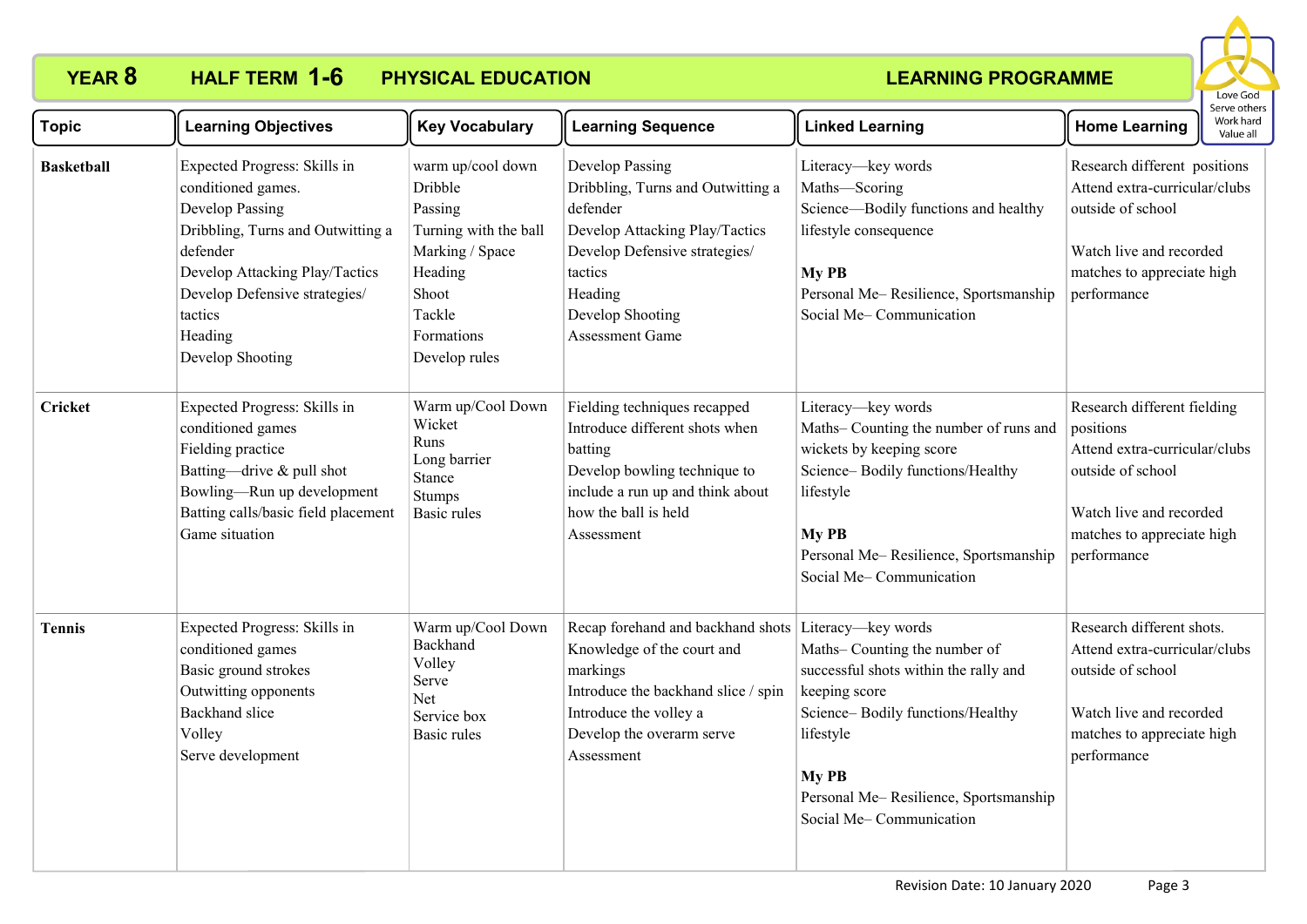# YEAR 8 HALF TERM 1-6 PHYSICAL EDUCATION LEARNING PROGRAMME

Love God
Serve others
Work hard
Value all

| Topic | Learning Objectives | Key Vocabulary | Learning Sequence | Linked Learning | Home Learning |
|---|---|---|---|---|---|
| **Basketball** | Expected Progress: Skills in conditioned games.<br>Develop Passing<br>Dribbling, Turns and Outwitting a defender<br>Develop Attacking Play/Tactics<br>Develop Defensive strategies/ tactics<br>Heading<br>Develop Shooting | warm up/cool down<br>Dribble<br>Passing<br>Turning with the ball<br>Marking / Space<br>Heading<br>Shoot<br>Tackle<br>Formations<br>Develop rules | Develop Passing<br>Dribbling, Turns and Outwitting a defender<br>Develop Attacking Play/Tactics<br>Develop Defensive strategies/ tactics<br>Heading<br>Develop Shooting<br>Assessment Game | Literacy—key words<br>Maths—Scoring<br>Science—Bodily functions and healthy lifestyle consequence<br><br>**My PB**<br>Personal Me– Resilience, Sportsmanship<br>Social Me– Communication | Research different positions<br>Attend extra-curricular/clubs outside of school<br><br>Watch live and recorded matches to appreciate high performance |
| **Cricket** | Expected Progress: Skills in conditioned games<br>Fielding practice<br>Batting—drive & pull shot<br>Bowling—Run up development<br>Batting calls/basic field placement<br>Game situation | Warm up/Cool Down<br>Wicket<br>Runs<br>Long barrier<br>Stance<br>Stumps<br>Basic rules | Fielding techniques recapped<br>Introduce different shots when batting<br>Develop bowling technique to include a run up and think about how the ball is held<br>Assessment | Literacy—key words<br>Maths– Counting the number of runs and wickets by keeping score<br>Science– Bodily functions/Healthy lifestyle<br><br>**My PB**<br>Personal Me– Resilience, Sportsmanship<br>Social Me– Communication | Research different fielding positions<br>Attend extra-curricular/clubs outside of school<br><br>Watch live and recorded matches to appreciate high performance |
| **Tennis** | Expected Progress: Skills in conditioned games<br>Basic ground strokes<br>Outwitting opponents<br>Backhand slice<br>Volley<br>Serve development | Warm up/Cool Down<br>Backhand<br>Volley<br>Serve<br>Net<br>Service box<br>Basic rules | Recap forehand and backhand shots<br>Knowledge of the court and markings<br>Introduce the backhand slice / spin<br>Introduce the volley a<br>Develop the overarm serve<br>Assessment | Literacy—key words<br>Maths– Counting the number of successful shots within the rally and keeping score<br>Science– Bodily functions/Healthy lifestyle<br><br>**My PB**<br>Personal Me– Resilience, Sportsmanship<br>Social Me– Communication | Research different shots.<br>Attend extra-curricular/clubs outside of school<br><br>Watch live and recorded matches to appreciate high performance |

Revision Date: 10 January 2020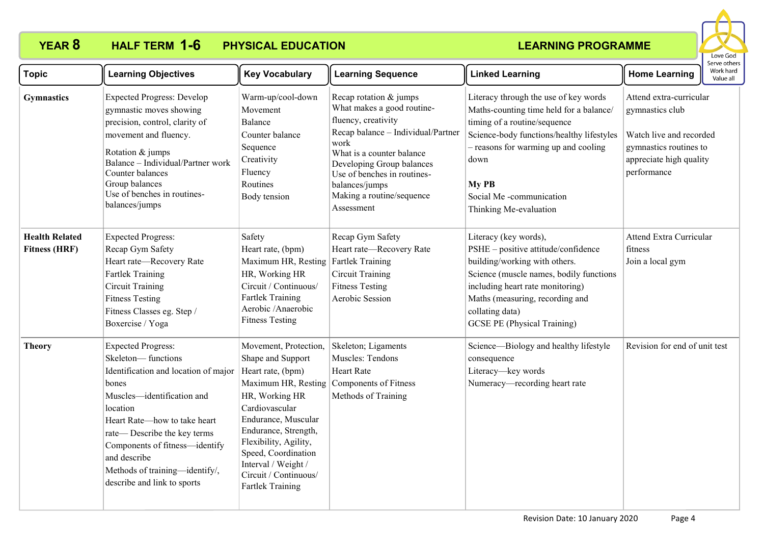# YEAR 8 HALF TERM 1-6 PHYSICAL EDUCATION LEARNING PROGRAMME

Love God
Serve others
Work hard
Value all

| Topic | Learning Objectives | Key Vocabulary | Learning Sequence | Linked Learning | Home Learning |
|---|---|---|---|---|---|
| **Gymnastics** | Expected Progress: Develop gymnastic moves showing precision, control, clarity of movement and fluency.<br><br>Rotation & jumps<br>Balance – Individual/Partner work<br>Counter balances<br>Group balances<br>Use of benches in routines-balances/jumps | Warm-up/cool-down<br>Movement<br>Balance<br>Counter balance<br>Sequence<br>Creativity<br>Fluency<br>Routines<br>Body tension | Recap rotation & jumps<br>What makes a good routine-fluency, creativity<br>Recap balance – Individual/Partner work<br>What is a counter balance<br>Developing Group balances<br>Use of benches in routines-balances/jumps<br>Making a routine/sequence<br>Assessment | Literacy through the use of key words<br>Maths-counting time held for a balance/ timing of a routine/sequence<br>Science-body functions/healthy lifestyles – reasons for warming up and cooling down<br><br>**My PB**<br>Social Me -communication<br>Thinking Me-evaluation | Attend extra-curricular gymnastics club<br><br>Watch live and recorded gymnastics routines to appreciate high quality performance |
| **Health Related Fitness (HRF)** | Expected Progress:<br>Recap Gym Safety<br>Heart rate—Recovery Rate<br>Fartlek Training<br>Circuit Training<br>Fitness Testing<br>Fitness Classes eg. Step / Boxercise / Yoga | Safety<br>Heart rate, (bpm)<br>Maximum HR, Resting HR, Working HR<br>Circuit / Continuous/ Fartlek Training<br>Aerobic /Anaerobic<br>Fitness Testing | Recap Gym Safety<br>Heart rate—Recovery Rate<br>Fartlek Training<br>Circuit Training<br>Fitness Testing<br>Aerobic Session | Literacy (key words),<br>PSHE – positive attitude/confidence building/working with others.<br>Science (muscle names, bodily functions including heart rate monitoring)<br>Maths (measuring, recording and collating data)<br>GCSE PE (Physical Training) | Attend Extra Curricular fitness<br>Join a local gym |
| **Theory** | Expected Progress:<br>Skeleton— functions<br>Identification and location of major bones<br>Muscles—identification and location<br>Heart Rate—how to take heart rate— Describe the key terms<br>Components of fitness—identify and describe<br>Methods of training—identify/, describe and link to sports | Movement, Protection, Shape and Support<br>Heart rate, (bpm)<br>Maximum HR, Resting HR, Working HR<br>Cardiovascular Endurance, Muscular Endurance, Strength, Flexibility, Agility, Speed, Coordination<br>Interval / Weight / Circuit / Continuous/ Fartlek Training | Skeleton; Ligaments<br>Muscles: Tendons<br>Heart Rate<br>Components of Fitness<br>Methods of Training | Science—Biology and healthy lifestyle consequence<br>Literacy—key words<br>Numeracy—recording heart rate | Revision for end of unit test |

Revision Date: 10 January 2020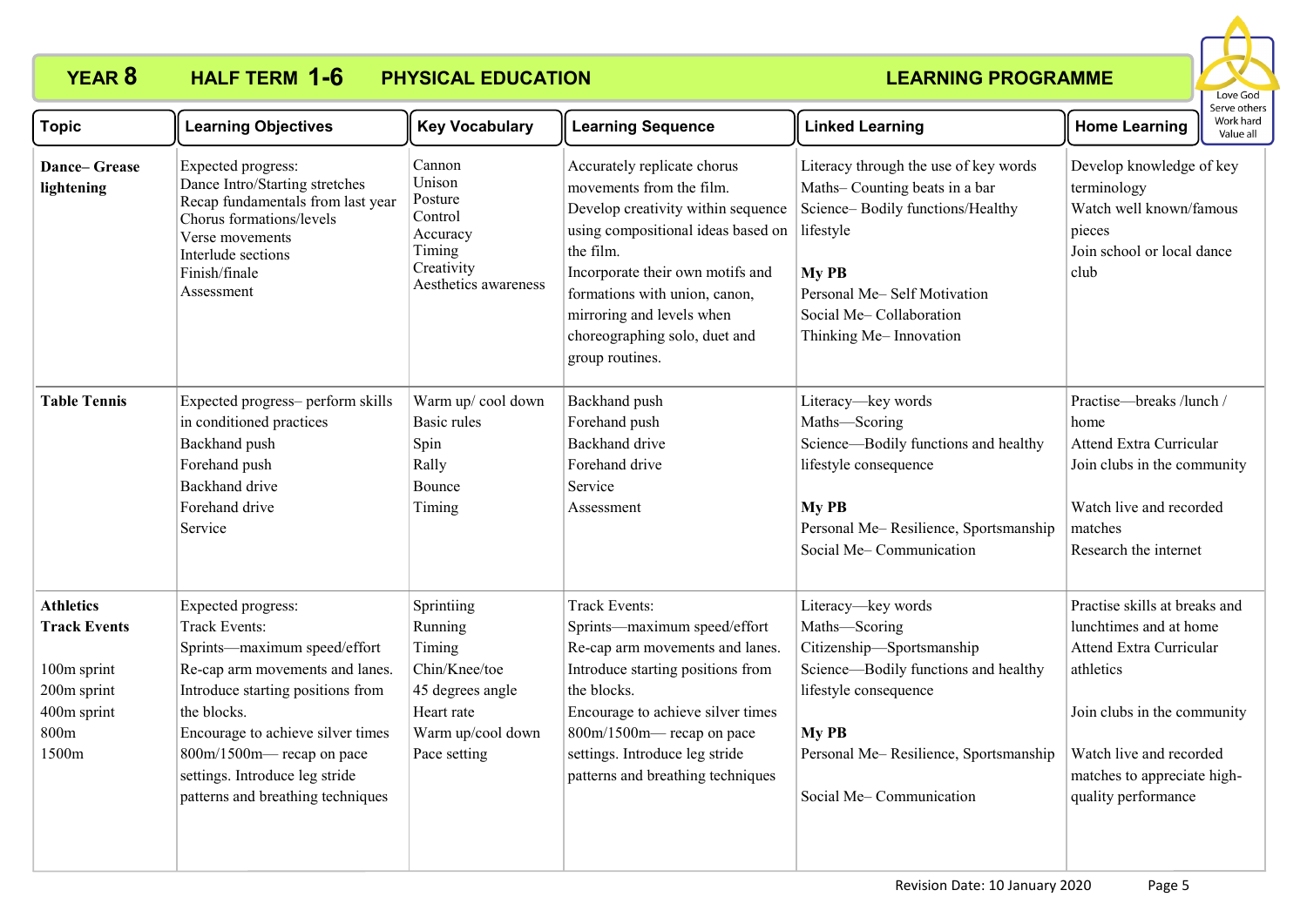# YEAR 8 HALF TERM 1-6 PHYSICAL EDUCATION LEARNING PROGRAMME

Love God
Serve others
Work hard
Value all

| Topic | Learning Objectives | Key Vocabulary | Learning Sequence | Linked Learning | Home Learning |
|---|---|---|---|---|---|
| **Dance– Grease lightening** | Expected progress:<br>Dance Intro/Starting stretches<br>Recap fundamentals from last year<br>Chorus formations/levels<br>Verse movements<br>Interlude sections<br>Finish/finale<br>Assessment | Cannon<br>Unison<br>Posture<br>Control<br>Accuracy<br>Timing<br>Creativity<br>Aesthetics awareness | Accurately replicate chorus movements from the film.<br>Develop creativity within sequence using compositional ideas based on the film.<br>Incorporate their own motifs and formations with union, canon, mirroring and levels when choreographing solo, duet and group routines. | Literacy through the use of key words<br>Maths– Counting beats in a bar<br>Science– Bodily functions/Healthy lifestyle<br><br>**My PB**<br>Personal Me– Self Motivation<br>Social Me– Collaboration<br>Thinking Me– Innovation | Develop knowledge of key terminology<br>Watch well known/famous pieces<br>Join school or local dance club |
| **Table Tennis** | Expected progress– perform skills in conditioned practices<br>Backhand push<br>Forehand push<br>Backhand drive<br>Forehand drive<br>Service | Warm up/ cool down<br>Basic rules<br>Spin<br>Rally<br>Bounce<br>Timing | Backhand push<br>Forehand push<br>Backhand drive<br>Forehand drive<br>Service<br>Assessment | Literacy—key words<br>Maths—Scoring<br>Science—Bodily functions and healthy lifestyle consequence<br><br>**My PB**<br>Personal Me– Resilience, Sportsmanship<br>Social Me– Communication | Practise—breaks /lunch / home<br>Attend Extra Curricular<br>Join clubs in the community<br><br>Watch live and recorded matches<br>Research the internet |
| **Athletics Track Events**<br><br>100m sprint<br>200m sprint<br>400m sprint<br>800m<br>1500m | Expected progress:<br>Track Events:<br>Sprints—maximum speed/effort<br>Re-cap arm movements and lanes.<br>Introduce starting positions from the blocks.<br>Encourage to achieve silver times<br>800m/1500m— recap on pace settings. Introduce leg stride patterns and breathing techniques | Sprintiing<br>Running<br>Timing<br>Chin/Knee/toe<br>45 degrees angle<br>Heart rate<br>Warm up/cool down<br>Pace setting | Track Events:<br>Sprints—maximum speed/effort<br>Re-cap arm movements and lanes.<br>Introduce starting positions from the blocks.<br>Encourage to achieve silver times<br>800m/1500m— recap on pace settings. Introduce leg stride patterns and breathing techniques | Literacy—key words<br>Maths—Scoring<br>Citizenship—Sportsmanship<br>Science—Bodily functions and healthy lifestyle consequence<br><br>**My PB**<br>Personal Me– Resilience, Sportsmanship<br><br>Social Me– Communication | Practise skills at breaks and lunchtimes and at home<br>Attend Extra Curricular athletics<br><br>Join clubs in the community<br><br>Watch live and recorded matches to appreciate high-quality performance |

Revision Date: 10 January 2020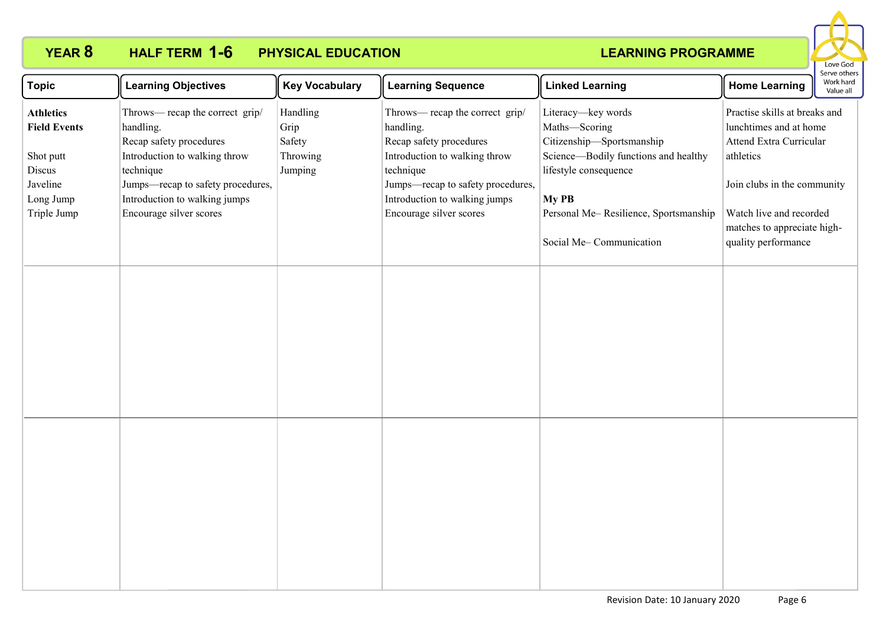# YEAR 8 HALF TERM 1-6 PHYSICAL EDUCATION LEARNING PROGRAMME

Love God
Serve others
Work hard
Value all

| Topic | Learning Objectives | Key Vocabulary | Learning Sequence | Linked Learning | Home Learning |
|---|---|---|---|---|---|
| **Athletics**<br>**Field Events**<br><br>Shot putt<br>Discus<br>Javeline<br>Long Jump<br>Triple Jump | Throws— recap the correct grip/ handling.<br>Recap safety procedures<br>Introduction to walking throw technique<br>Jumps—recap to safety procedures,<br>Introduction to walking jumps<br>Encourage silver scores | Handling<br>Grip<br>Safety<br>Throwing<br>Jumping | Throws— recap the correct grip/ handling.<br>Recap safety procedures<br>Introduction to walking throw technique<br>Jumps—recap to safety procedures,<br>Introduction to walking jumps<br>Encourage silver scores | Literacy—key words<br>Maths—Scoring<br>Citizenship—Sportsmanship<br>Science—Bodily functions and healthy lifestyle consequence<br><br>**My PB**<br>Personal Me– Resilience, Sportsmanship<br><br>Social Me– Communication | Practise skills at breaks and lunchtimes and at home<br>Attend Extra Curricular athletics<br><br>Join clubs in the community<br><br>Watch live and recorded matches to appreciate high-quality performance |
| | | | | | |
| | | | | | |

Revision Date: 10 January 2020